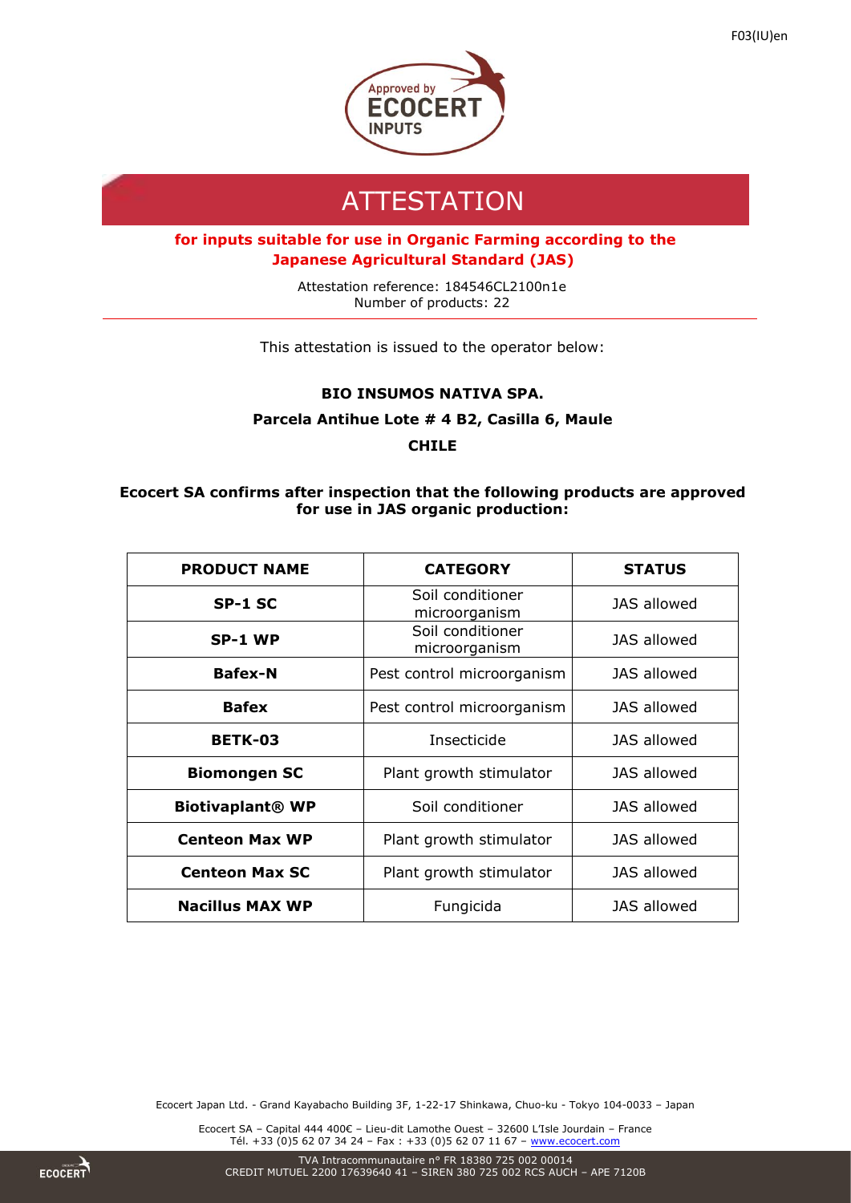# ATTESTATION

**for inputs suitable for use in Organic Farming according to the Japanese Agricultural Standard (JAS)**

Attestation reference: 184546CL2100n1e
Number of products: 22

This attestation is issued to the operator below:

**BIO INSUMOS NATIVA SPA.**

**Parcela Antihue Lote # 4 B2, Casilla 6, Maule**

**CHILE**

**Ecocert SA confirms after inspection that the following products are approved for use in JAS organic production:**

| PRODUCT NAME | CATEGORY | STATUS |
|---|---|---|
| **SP-1 SC** | Soil conditioner microorganism | JAS allowed |
| **SP-1 WP** | Soil conditioner microorganism | JAS allowed |
| **Bafex-N** | Pest control microorganism | JAS allowed |
| **Bafex** | Pest control microorganism | JAS allowed |
| **BETK-03** | Insecticide | JAS allowed |
| **Biomongen SC** | Plant growth stimulator | JAS allowed |
| **Biotivaplant® WP** | Soil conditioner | JAS allowed |
| **Centeon Max WP** | Plant growth stimulator | JAS allowed |
| **Centeon Max SC** | Plant growth stimulator | JAS allowed |
| **Nacillus MAX WP** | Fungicida | JAS allowed |

Ecocert Japan Ltd. - Grand Kayabacho Building 3F, 1-22-17 Shinkawa, Chuo-ku - Tokyo 104-0033 – Japan

Ecocert SA – Capital 444 400€ – Lieu-dit Lamothe Ouest – 32600 L'Isle Jourdain – France
Tél. +33 (0)5 62 07 34 24 – Fax : +33 (0)5 62 07 11 67 – www.ecocert.com

TVA Intracommunautaire n° FR 18380 725 002 00014
CREDIT MUTUEL 2200 17639640 41 – SIREN 380 725 002 RCS AUCH – APE 7120B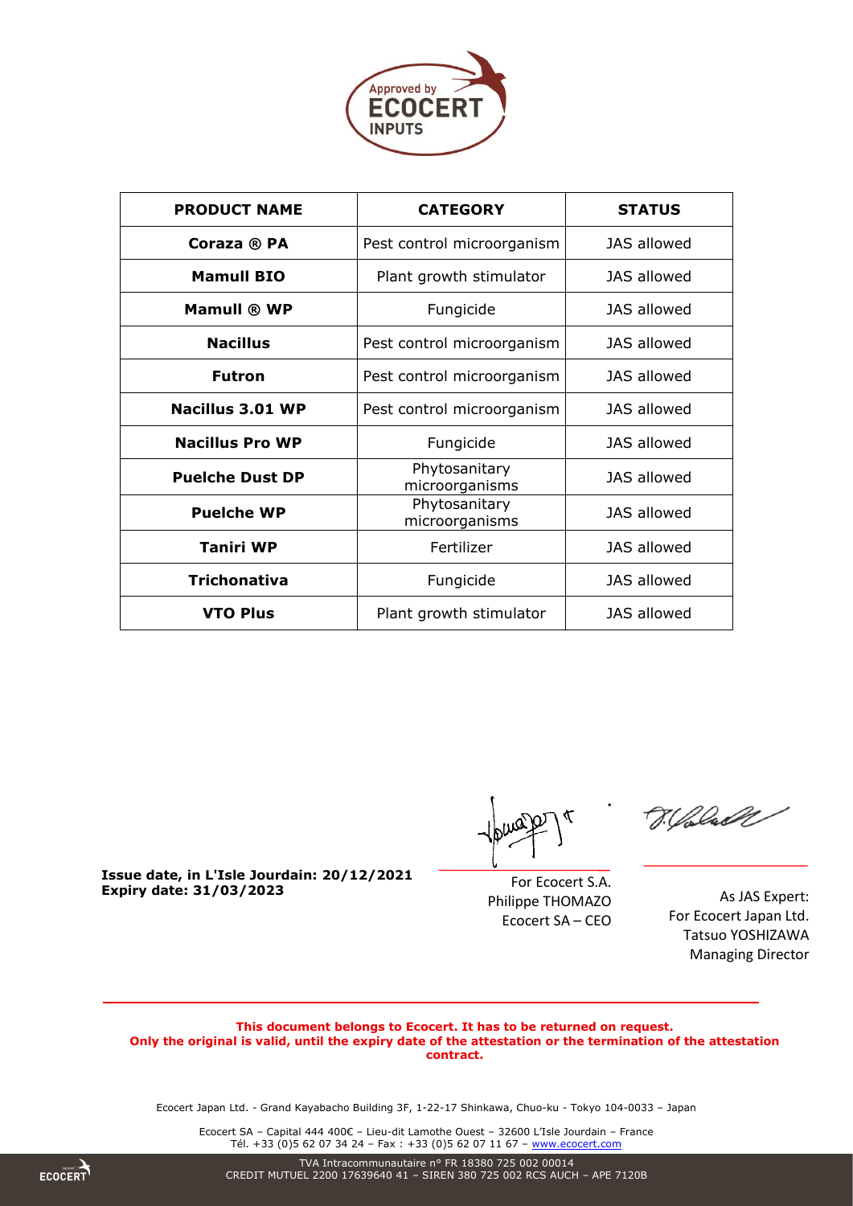| PRODUCT NAME | CATEGORY | STATUS |
|---|---|---|
| **Coraza ® PA** | Pest control microorganism | JAS allowed |
| **Mamull BIO** | Plant growth stimulator | JAS allowed |
| **Mamull ® WP** | Fungicide | JAS allowed |
| **Nacillus** | Pest control microorganism | JAS allowed |
| **Futron** | Pest control microorganism | JAS allowed |
| **Nacillus 3.01 WP** | Pest control microorganism | JAS allowed |
| **Nacillus Pro WP** | Fungicide | JAS allowed |
| **Puelche Dust DP** | Phytosanitary microorganisms | JAS allowed |
| **Puelche WP** | Phytosanitary microorganisms | JAS allowed |
| **Taniri WP** | Fertilizer | JAS allowed |
| **Trichonativa** | Fungicide | JAS allowed |
| **VTO Plus** | Plant growth stimulator | JAS allowed |

**Issue date, in L'Isle Jourdain: 20/12/2021**
**Expiry date: 31/03/2023**

For Ecocert S.A.
Philippe THOMAZO
Ecocert SA – CEO

As JAS Expert:
For Ecocert Japan Ltd.
Tatsuo YOSHIZAWA
Managing Director

**This document belongs to Ecocert. It has to be returned on request.**
**Only the original is valid, until the expiry date of the attestation or the termination of the attestation contract.**

Ecocert Japan Ltd. - Grand Kayabacho Building 3F, 1-22-17 Shinkawa, Chuo-ku - Tokyo 104-0033 – Japan

Ecocert SA – Capital 444 400€ – Lieu-dit Lamothe Ouest – 32600 L'Isle Jourdain – France
Tél. +33 (0)5 62 07 34 24 – Fax : +33 (0)5 62 07 11 67 – www.ecocert.com

TVA Intracommunautaire n° FR 18380 725 002 00014
CREDIT MUTUEL 2200 17639640 41 – SIREN 380 725 002 RCS AUCH – APE 7120B